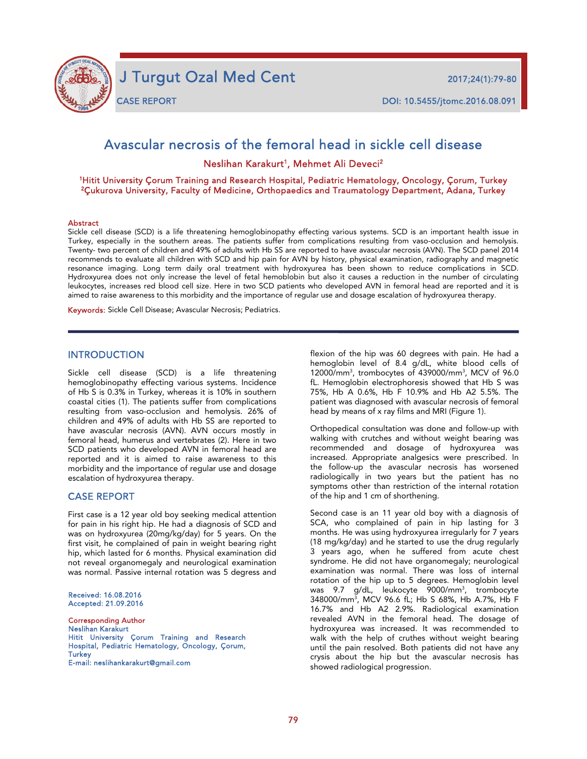# Avascular necrosis of the femoral head in sickle cell disease

Neslihan Karakurt[1], Mehmet Ali Deveci[2]

[1]Hitit University Çorum Training and Research Hospital, Pediatric Hematology, Oncology, Çorum, Turkey
[2]Çukurova University, Faculty of Medicine, Orthopaedics and Traumatology Department, Adana, Turkey

## Abstract

Sickle cell disease (SCD) is a life threatening hemoglobinopathy effecting various systems. SCD is an important health issue in Turkey, especially in the southern areas. The patients suffer from complications resulting from vaso-occlusion and hemolysis. Twenty- two percent of children and 49% of adults with Hb SS are reported to have avascular necrosis (AVN). The SCD panel 2014 recommends to evaluate all children with SCD and hip pain for AVN by history, physical examination, radiography and magnetic resonance imaging. Long term daily oral treatment with hydroxyurea has been shown to reduce complications in SCD. Hydroxyurea does not only increase the level of fetal hemoblobin but also it causes a reduction in the number of circulating leukocytes, increases red blood cell size. Here in two SCD patients who developed AVN in femoral head are reported and it is aimed to raise awareness to this morbidity and the importance of regular use and dosage escalation of hydroxyurea therapy.

**Keywords:** Sickle Cell Disease; Avascular Necrosis; Pediatrics.

## INTRODUCTION

Sickle cell disease (SCD) is a life threatening hemoglobinopathy effecting various systems. Incidence of Hb S is 0.3% in Turkey, whereas it is 10% in southern coastal cities (1). The patients suffer from complications resulting from vaso-occlusion and hemolysis. 26% of children and 49% of adults with Hb SS are reported to have avascular necrosis (AVN). AVN occurs mostly in femoral head, humerus and vertebrates (2). Here in two SCD patients who developed AVN in femoral head are reported and it is aimed to raise awareness to this morbidity and the importance of regular use and dosage escalation of hydroxyurea therapy.

## CASE REPORT

First case is a 12 year old boy seeking medical attention for pain in his right hip. He had a diagnosis of SCD and was on hydroxyurea (20mg/kg/day) for 5 years. On the first visit, he complained of pain in weight bearing right hip, which lasted for 6 months. Physical examination did not reveal organomegaly and neurological examination was normal. Passive internal rotation was 5 degress and flexion of the hip was 60 degrees with pain. He had a hemoglobin level of 8.4 g/dL, white blood cells of 12000/mm$^3$, trombocytes of 439000/mm$^3$, MCV of 96.0 fL. Hemoglobin electrophoresis showed that Hb S was 75%, Hb A 0.6%, Hb F 10.9% and Hb A2 5.5%. The patient was diagnosed with avascular necrosis of femoral head by means of x ray films and MRI (Figure 1).

Orthopedical consultation was done and follow-up with walking with crutches and without weight bearing was recommended and dosage of hydroxyurea was increased. Appropriate analgesics were prescribed. In the follow-up the avascular necrosis has worsened radiologically in two years but the patient has no symptoms other than restriction of the internal rotation of the hip and 1 cm of shortthening.

Second case is an 11 year old boy with a diagnosis of SCA, who complained of pain in hip lasting for 3 months. He was using hydroxyurea irregularly for 7 years (18 mg/kg/day) and he started to use the drug regularly 3 years ago, when he suffered from acute chest syndrome. He did not have organomegaly; neurological examination was normal. There was loss of internal rotation of the hip up to 5 degrees. Hemoglobin level was 9.7 g/dL, leukocyte 9000/mm$^3$, trombocyte 348000/mm$^3$, MCV 96.6 fL; Hb S 68%, Hb A.7%, Hb F 16.7% and Hb A2 2.9%. Radiological examination revealed AVN in the femoral head. The dosage of hydroxyurea was increased. It was recommended to walk with the help of cruthes without weight bearing until the pain resolved. Both patients did not have any crysis about the hip but the avascular necrosis has showed radiological progression.

Received: 16.08.2016
Accepted: 21.09.2016

Corresponding Author
Neslihan Karakurt
Hitit University Çorum Training and Research Hospital, Pediatric Hematology, Oncology, Çorum, Turkey
E-mail: neslihankarakurt@gmail.com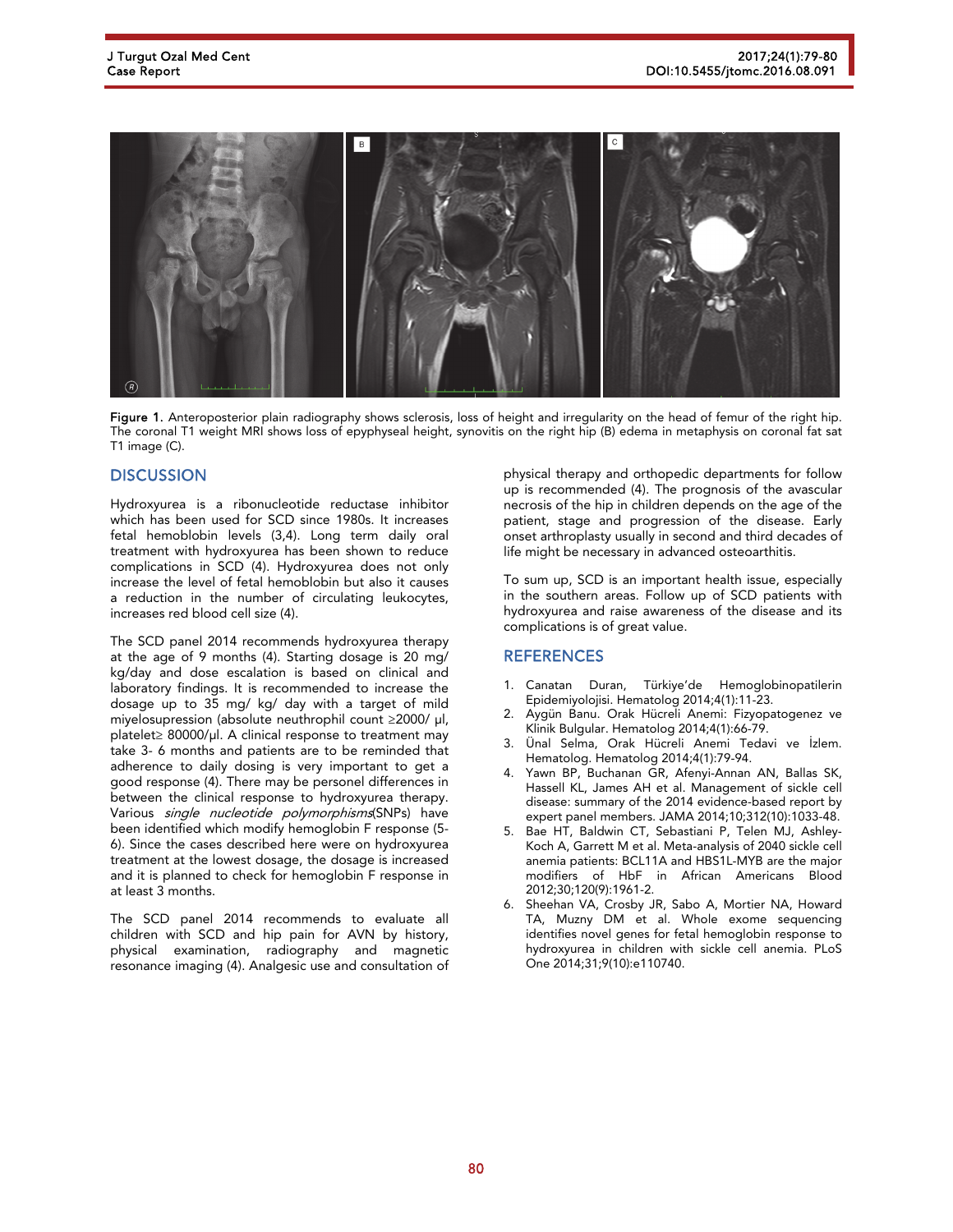Figure 1. Anteroposterior plain radiography shows sclerosis, loss of height and irregularity on the head of femur of the right hip. The coronal T1 weight MRI shows loss of epyphyseal height, synovitis on the right hip (B) edema in metaphysis on coronal fat sat T1 image (C).

## DISCUSSION

Hydroxyurea is a ribonucleotide reductase inhibitor which has been used for SCD since 1980s. It increases fetal hemoblobin levels (3,4). Long term daily oral treatment with hydroxyurea has been shown to reduce complications in SCD (4). Hydroxyurea does not only increase the level of fetal hemoblobin but also it causes a reduction in the number of circulating leukocytes, increases red blood cell size (4).

The SCD panel 2014 recommends hydroxyurea therapy at the age of 9 months (4). Starting dosage is 20 mg/ kg/day and dose escalation is based on clinical and laboratory findings. It is recommended to increase the dosage up to 35 mg/ kg/ day with a target of mild miyelosupression (absolute neutrophil count ≥2000/ µl, platelet≥ 80000/µl. A clinical response to treatment may take 3- 6 months and patients are to be reminded that adherence to daily dosing is very important to get a good response (4). There may be personel differences in between the clinical response to hydroxyurea therapy. Various *single nucleotide polymorphisms*(SNPs) have been identified which modify hemoglobin F response (5-6). Since the cases described here were on hydroxyurea treatment at the lowest dosage, the dosage is increased and it is planned to check for hemoglobin F response in at least 3 months.

The SCD panel 2014 recommends to evaluate all children with SCD and hip pain for AVN by history, physical examination, radiography and magnetic resonance imaging (4). Analgesic use and consultation of physical therapy and orthopedic departments for follow up is recommended (4). The prognosis of the avascular necrosis of the hip in children depends on the age of the patient, stage and progression of the disease. Early onset arthroplasty usually in second and third decades of life might be necessary in advanced osteoarthitis.

To sum up, SCD is an important health issue, especially in the southern areas. Follow up of SCD patients with hydroxyurea and raise awareness of the disease and its complications is of great value.

## REFERENCES

1. Canatan Duran, Türkiye'de Hemoglobinopatilerin Epidemiyolojisi. Hematolog 2014;4(1):11-23.
2. Aygün Banu. Orak Hücreli Anemi: Fizyopatogenez ve Klinik Bulgular. Hematolog 2014;4(1):66-79.
3. Ünal Selma, Orak Hücreli Anemi Tedavi ve İzlem. Hematolog. Hematolog 2014;4(1):79-94.
4. Yawn BP, Buchanan GR, Afenyi-Annan AN, Ballas SK, Hassell KL, James AH et al. Management of sickle cell disease: summary of the 2014 evidence-based report by expert panel members. JAMA 2014;10;312(10):1033-48.
5. Bae HT, Baldwin CT, Sebastiani P, Telen MJ, Ashley-Koch A, Garrett M et al. Meta-analysis of 2040 sickle cell anemia patients: BCL11A and HBS1L-MYB are the major modifiers of HbF in African Americans Blood 2012;30;120(9):1961-2.
6. Sheehan VA, Crosby JR, Sabo A, Mortier NA, Howard TA, Muzny DM et al. Whole exome sequencing identifies novel genes for fetal hemoglobin response to hydroxyurea in children with sickle cell anemia. PLoS One 2014;31;9(10):e110740.